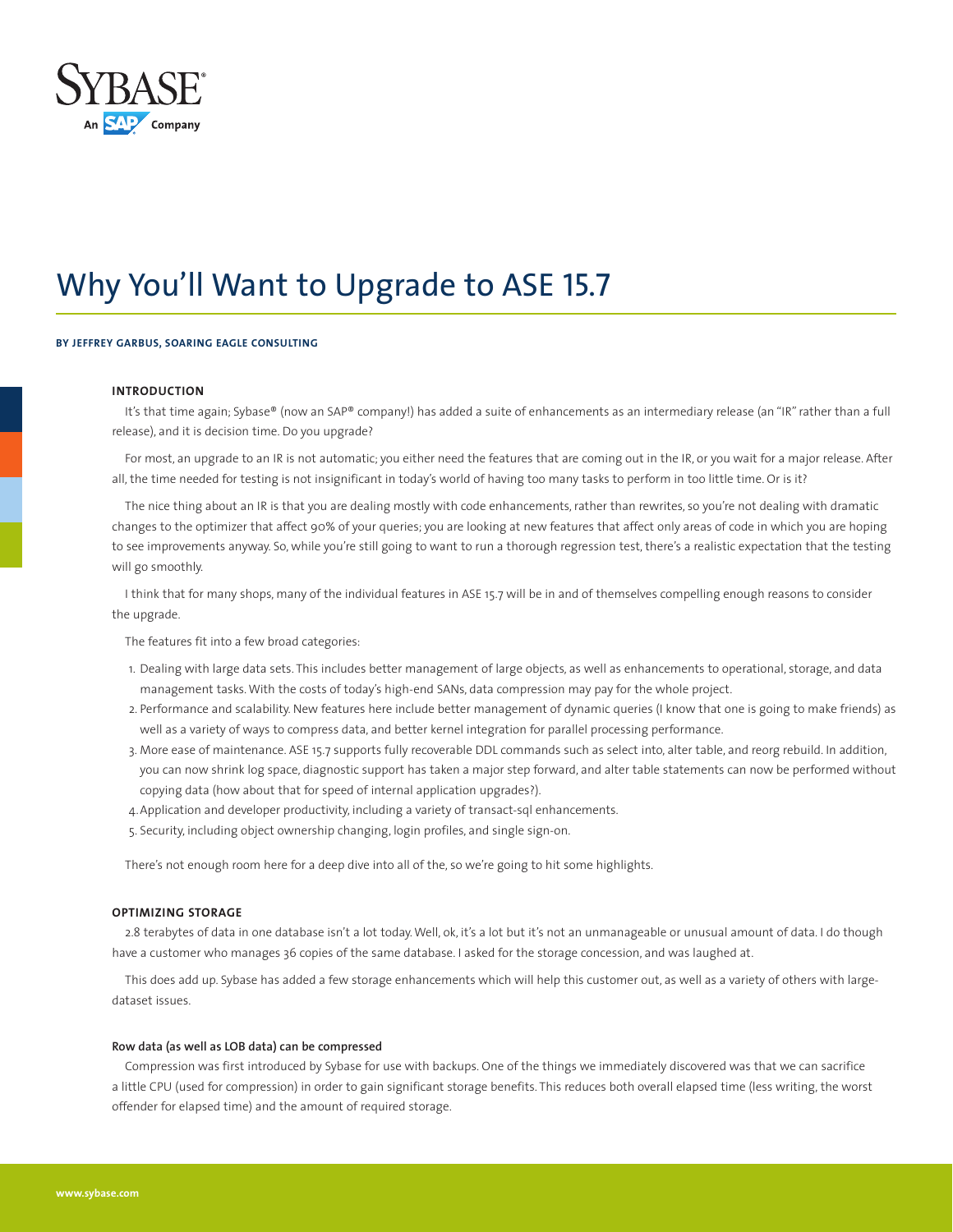# Why You'll Want to Upgrade to ASE 15.7

**BY JEFFREY GARBUS, SOARING EAGLE CONSULTING**

### INTRODUCTION

It's that time again; Sybase® (now an SAP® company!) has added a suite of enhancements as an intermediary release (an "IR" rather than a full release), and it is decision time. Do you upgrade?

For most, an upgrade to an IR is not automatic; you either need the features that are coming out in the IR, or you wait for a major release. After all, the time needed for testing is not insignificant in today's world of having too many tasks to perform in too little time. Or is it?

The nice thing about an IR is that you are dealing mostly with code enhancements, rather than rewrites, so you're not dealing with dramatic changes to the optimizer that affect 90% of your queries; you are looking at new features that affect only areas of code in which you are hoping to see improvements anyway. So, while you're still going to want to run a thorough regression test, there's a realistic expectation that the testing will go smoothly.

I think that for many shops, many of the individual features in ASE 15.7 will be in and of themselves compelling enough reasons to consider the upgrade.

The features fit into a few broad categories:

1. Dealing with large data sets. This includes better management of large objects, as well as enhancements to operational, storage, and data management tasks. With the costs of today's high-end SANs, data compression may pay for the whole project.
2. Performance and scalability. New features here include better management of dynamic queries (I know that one is going to make friends) as well as a variety of ways to compress data, and better kernel integration for parallel processing performance.
3. More ease of maintenance. ASE 15.7 supports fully recoverable DDL commands such as select into, alter table, and reorg rebuild. In addition, you can now shrink log space, diagnostic support has taken a major step forward, and alter table statements can now be performed without copying data (how about that for speed of internal application upgrades?).
4. Application and developer productivity, including a variety of transact-sql enhancements.
5. Security, including object ownership changing, login profiles, and single sign-on.

There's not enough room here for a deep dive into all of the, so we're going to hit some highlights.

### OPTIMIZING STORAGE

2.8 terabytes of data in one database isn't a lot today. Well, ok, it's a lot but it's not an unmanageable or unusual amount of data. I do though have a customer who manages 36 copies of the same database. I asked for the storage concession, and was laughed at.

This does add up. Sybase has added a few storage enhancements which will help this customer out, as well as a variety of others with large-dataset issues.

#### Row data (as well as LOB data) can be compressed

Compression was first introduced by Sybase for use with backups. One of the things we immediately discovered was that we can sacrifice a little CPU (used for compression) in order to gain significant storage benefits. This reduces both overall elapsed time (less writing, the worst offender for elapsed time) and the amount of required storage.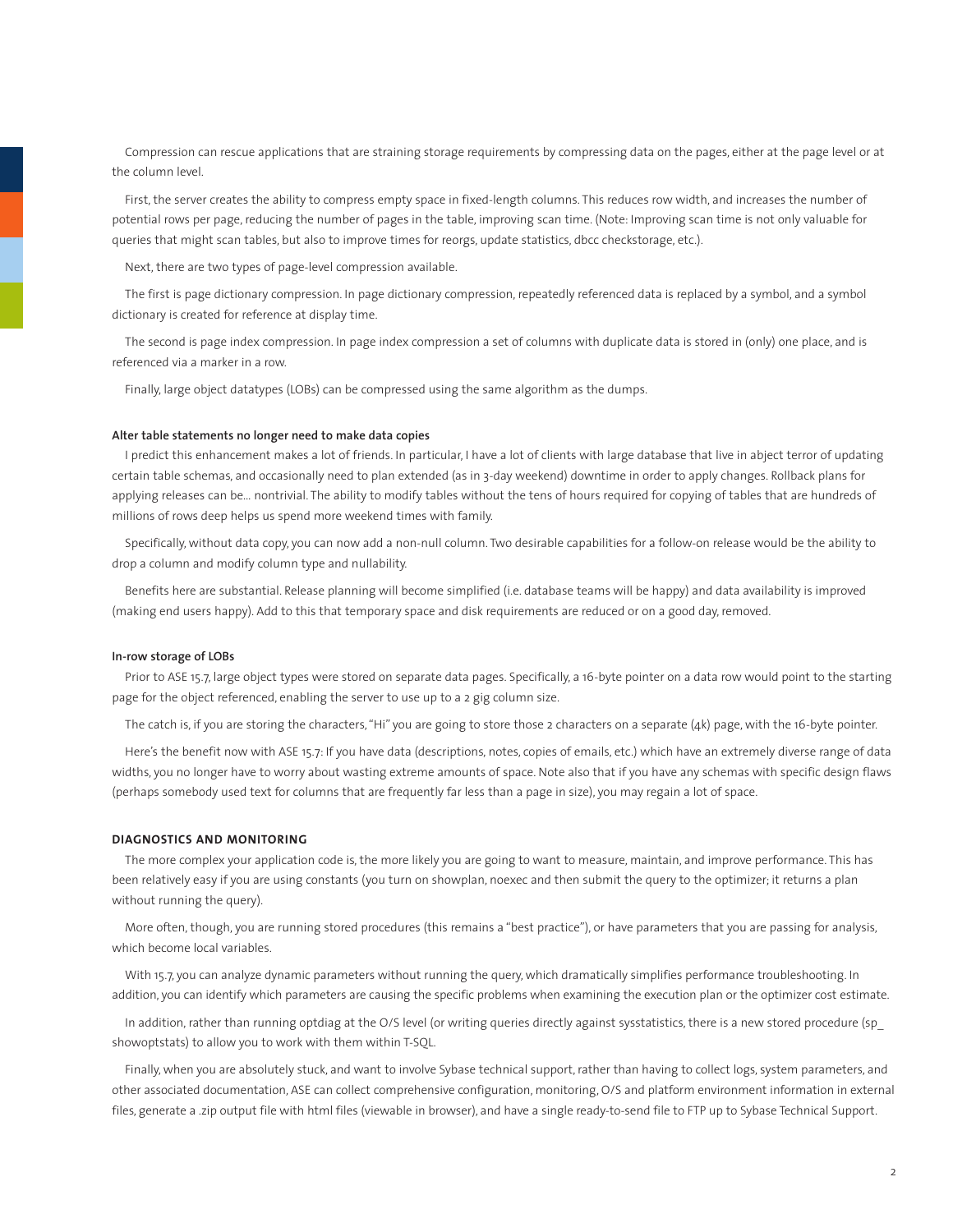Compression can rescue applications that are straining storage requirements by compressing data on the pages, either at the page level or at the column level.

First, the server creates the ability to compress empty space in fixed-length columns. This reduces row width, and increases the number of potential rows per page, reducing the number of pages in the table, improving scan time. (Note: Improving scan time is not only valuable for queries that might scan tables, but also to improve times for reorgs, update statistics, dbcc checkstorage, etc.).

Next, there are two types of page-level compression available.

The first is page dictionary compression. In page dictionary compression, repeatedly referenced data is replaced by a symbol, and a symbol dictionary is created for reference at display time.

The second is page index compression. In page index compression a set of columns with duplicate data is stored in (only) one place, and is referenced via a marker in a row.

Finally, large object datatypes (LOBs) can be compressed using the same algorithm as the dumps.

**Alter table statements no longer need to make data copies**

I predict this enhancement makes a lot of friends. In particular, I have a lot of clients with large database that live in abject terror of updating certain table schemas, and occasionally need to plan extended (as in 3-day weekend) downtime in order to apply changes. Rollback plans for applying releases can be… nontrivial. The ability to modify tables without the tens of hours required for copying of tables that are hundreds of millions of rows deep helps us spend more weekend times with family.

Specifically, without data copy, you can now add a non-null column. Two desirable capabilities for a follow-on release would be the ability to drop a column and modify column type and nullability.

Benefits here are substantial. Release planning will become simplified (i.e. database teams will be happy) and data availability is improved (making end users happy). Add to this that temporary space and disk requirements are reduced or on a good day, removed.

**In-row storage of LOBs**

Prior to ASE 15.7, large object types were stored on separate data pages. Specifically, a 16-byte pointer on a data row would point to the starting page for the object referenced, enabling the server to use up to a 2 gig column size.

The catch is, if you are storing the characters, "Hi" you are going to store those 2 characters on a separate (4k) page, with the 16-byte pointer.

Here's the benefit now with ASE 15.7: If you have data (descriptions, notes, copies of emails, etc.) which have an extremely diverse range of data widths, you no longer have to worry about wasting extreme amounts of space. Note also that if you have any schemas with specific design flaws (perhaps somebody used text for columns that are frequently far less than a page in size), you may regain a lot of space.

## DIAGNOSTICS AND MONITORING

The more complex your application code is, the more likely you are going to want to measure, maintain, and improve performance. This has been relatively easy if you are using constants (you turn on showplan, noexec and then submit the query to the optimizer; it returns a plan without running the query).

More often, though, you are running stored procedures (this remains a "best practice"), or have parameters that you are passing for analysis, which become local variables.

With 15.7, you can analyze dynamic parameters without running the query, which dramatically simplifies performance troubleshooting. In addition, you can identify which parameters are causing the specific problems when examining the execution plan or the optimizer cost estimate.

In addition, rather than running optdiag at the O/S level (or writing queries directly against sysstatistics, there is a new stored procedure (sp_showoptstats) to allow you to work with them within T-SQL.

Finally, when you are absolutely stuck, and want to involve Sybase technical support, rather than having to collect logs, system parameters, and other associated documentation, ASE can collect comprehensive configuration, monitoring, O/S and platform environment information in external files, generate a .zip output file with html files (viewable in browser), and have a single ready-to-send file to FTP up to Sybase Technical Support.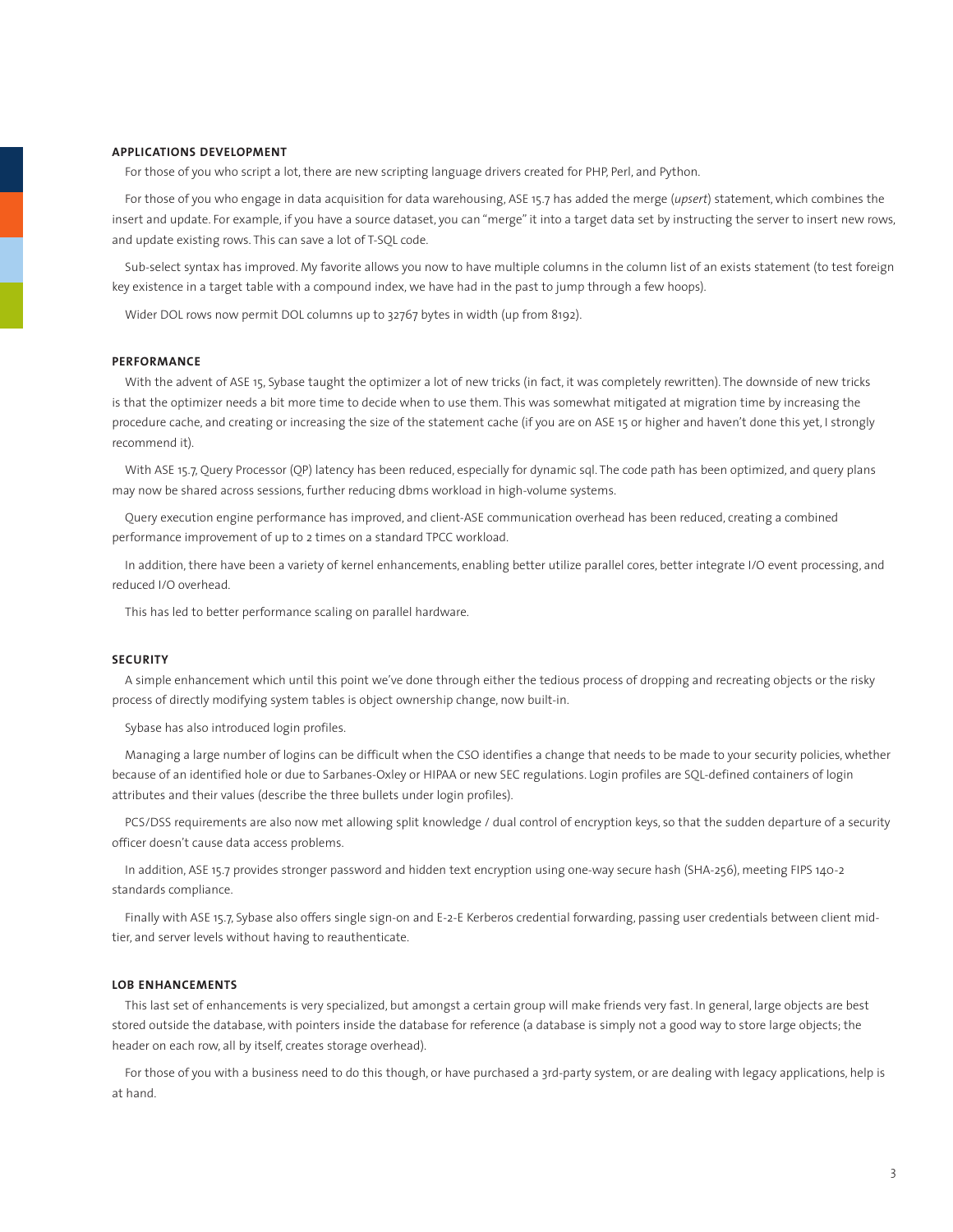## APPLICATIONS DEVELOPMENT

For those of you who script a lot, there are new scripting language drivers created for PHP, Perl, and Python.

For those of you who engage in data acquisition for data warehousing, ASE 15.7 has added the merge (*upsert*) statement, which combines the insert and update. For example, if you have a source dataset, you can "merge" it into a target data set by instructing the server to insert new rows, and update existing rows. This can save a lot of T-SQL code.

Sub-select syntax has improved. My favorite allows you now to have multiple columns in the column list of an exists statement (to test foreign key existence in a target table with a compound index, we have had in the past to jump through a few hoops).

Wider DOL rows now permit DOL columns up to 32767 bytes in width (up from 8192).

## PERFORMANCE

With the advent of ASE 15, Sybase taught the optimizer a lot of new tricks (in fact, it was completely rewritten). The downside of new tricks is that the optimizer needs a bit more time to decide when to use them. This was somewhat mitigated at migration time by increasing the procedure cache, and creating or increasing the size of the statement cache (if you are on ASE 15 or higher and haven't done this yet, I strongly recommend it).

With ASE 15.7, Query Processor (QP) latency has been reduced, especially for dynamic sql. The code path has been optimized, and query plans may now be shared across sessions, further reducing dbms workload in high-volume systems.

Query execution engine performance has improved, and client-ASE communication overhead has been reduced, creating a combined performance improvement of up to 2 times on a standard TPCC workload.

In addition, there have been a variety of kernel enhancements, enabling better utilize parallel cores, better integrate I/O event processing, and reduced I/O overhead.

This has led to better performance scaling on parallel hardware.

## SECURITY

A simple enhancement which until this point we've done through either the tedious process of dropping and recreating objects or the risky process of directly modifying system tables is object ownership change, now built-in.

Sybase has also introduced login profiles.

Managing a large number of logins can be difficult when the CSO identifies a change that needs to be made to your security policies, whether because of an identified hole or due to Sarbanes-Oxley or HIPAA or new SEC regulations. Login profiles are SQL-defined containers of login attributes and their values (describe the three bullets under login profiles).

PCS/DSS requirements are also now met allowing split knowledge / dual control of encryption keys, so that the sudden departure of a security officer doesn't cause data access problems.

In addition, ASE 15.7 provides stronger password and hidden text encryption using one-way secure hash (SHA-256), meeting FIPS 140-2 standards compliance.

Finally with ASE 15.7, Sybase also offers single sign-on and E-2-E Kerberos credential forwarding, passing user credentials between client mid-tier, and server levels without having to reauthenticate.

## LOB ENHANCEMENTS

This last set of enhancements is very specialized, but amongst a certain group will make friends very fast. In general, large objects are best stored outside the database, with pointers inside the database for reference (a database is simply not a good way to store large objects; the header on each row, all by itself, creates storage overhead).

For those of you with a business need to do this though, or have purchased a 3rd-party system, or are dealing with legacy applications, help is at hand.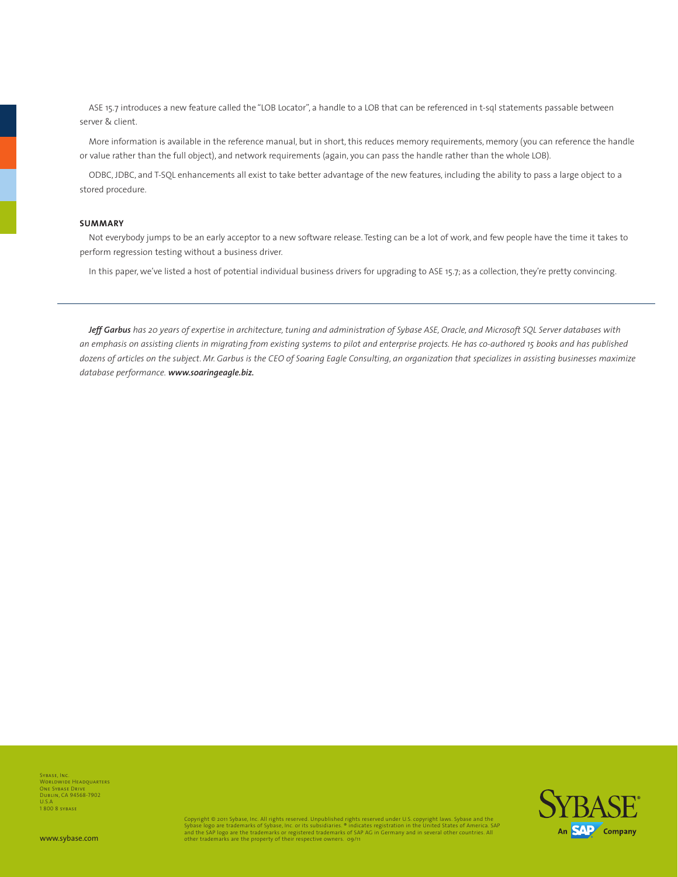ASE 15.7 introduces a new feature called the "LOB Locator", a handle to a LOB that can be referenced in t-sql statements passable between server & client.

More information is available in the reference manual, but in short, this reduces memory requirements, memory (you can reference the handle or value rather than the full object), and network requirements (again, you can pass the handle rather than the whole LOB).

ODBC, JDBC, and T-SQL enhancements all exist to take better advantage of the new features, including the ability to pass a large object to a stored procedure.

### SUMMARY

Not everybody jumps to be an early acceptor to a new software release. Testing can be a lot of work, and few people have the time it takes to perform regression testing without a business driver.

In this paper, we've listed a host of potential individual business drivers for upgrading to ASE 15.7; as a collection, they're pretty convincing.

---

***Jeff Garbus*** *has 20 years of expertise in architecture, tuning and administration of Sybase ASE, Oracle, and Microsoft SQL Server databases with an emphasis on assisting clients in migrating from existing systems to pilot and enterprise projects. He has co-authored 15 books and has published dozens of articles on the subject. Mr. Garbus is the CEO of Soaring Eagle Consulting, an organization that specializes in assisting businesses maximize database performance.* ***www.soaringeagle.biz.***

Sybase, Inc.
Worldwide Headquarters
One Sybase Drive
Dublin, CA 94568-7902
U.S.A
1 800 8 sybase

www.sybase.com

Copyright © 2011 Sybase, Inc. All rights reserved. Unpublished rights reserved under U.S. copyright laws. Sybase and the Sybase logo are trademarks of Sybase, Inc. or its subsidiaries. ® indicates registration in the United States of America. SAP and the SAP logo are the trademarks or registered trademarks of SAP AG in Germany and in several other countries. All other trademarks are the property of their respective owners. 09/11

SYBASE® An SAP Company